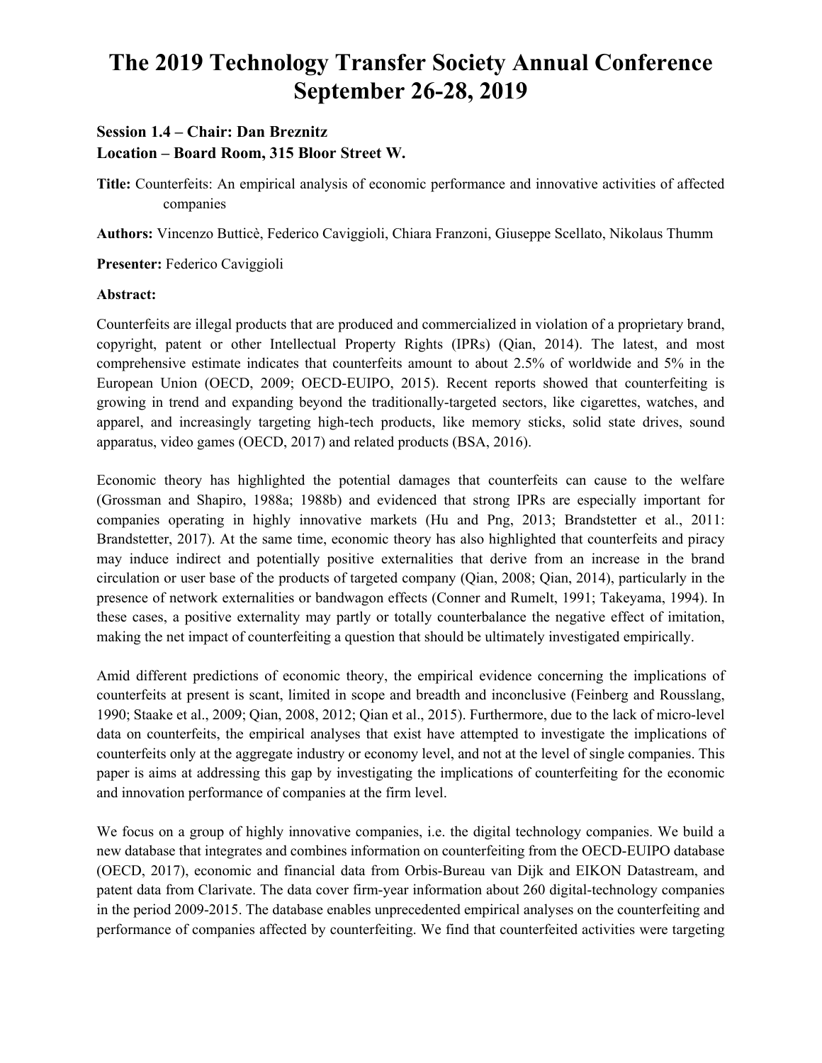# The 2019 Technology Transfer Society Annual Conference September 26-28, 2019

### Session 1.4 – Chair: Dan Breznitz
### Location – Board Room, 315 Bloor Street W.

**Title:** Counterfeits: An empirical analysis of economic performance and innovative activities of affected companies

**Authors:** Vincenzo Butticè, Federico Caviggioli, Chiara Franzoni, Giuseppe Scellato, Nikolaus Thumm

**Presenter:** Federico Caviggioli

**Abstract:**

Counterfeits are illegal products that are produced and commercialized in violation of a proprietary brand, copyright, patent or other Intellectual Property Rights (IPRs) (Qian, 2014). The latest, and most comprehensive estimate indicates that counterfeits amount to about 2.5% of worldwide and 5% in the European Union (OECD, 2009; OECD-EUIPO, 2015). Recent reports showed that counterfeiting is growing in trend and expanding beyond the traditionally-targeted sectors, like cigarettes, watches, and apparel, and increasingly targeting high-tech products, like memory sticks, solid state drives, sound apparatus, video games (OECD, 2017) and related products (BSA, 2016).

Economic theory has highlighted the potential damages that counterfeits can cause to the welfare (Grossman and Shapiro, 1988a; 1988b) and evidenced that strong IPRs are especially important for companies operating in highly innovative markets (Hu and Png, 2013; Brandstetter et al., 2011: Brandstetter, 2017). At the same time, economic theory has also highlighted that counterfeits and piracy may induce indirect and potentially positive externalities that derive from an increase in the brand circulation or user base of the products of targeted company (Qian, 2008; Qian, 2014), particularly in the presence of network externalities or bandwagon effects (Conner and Rumelt, 1991; Takeyama, 1994). In these cases, a positive externality may partly or totally counterbalance the negative effect of imitation, making the net impact of counterfeiting a question that should be ultimately investigated empirically.

Amid different predictions of economic theory, the empirical evidence concerning the implications of counterfeits at present is scant, limited in scope and breadth and inconclusive (Feinberg and Rousslang, 1990; Staake et al., 2009; Qian, 2008, 2012; Qian et al., 2015). Furthermore, due to the lack of micro-level data on counterfeits, the empirical analyses that exist have attempted to investigate the implications of counterfeits only at the aggregate industry or economy level, and not at the level of single companies. This paper is aims at addressing this gap by investigating the implications of counterfeiting for the economic and innovation performance of companies at the firm level.

We focus on a group of highly innovative companies, i.e. the digital technology companies. We build a new database that integrates and combines information on counterfeiting from the OECD-EUIPO database (OECD, 2017), economic and financial data from Orbis-Bureau van Dijk and EIKON Datastream, and patent data from Clarivate. The data cover firm-year information about 260 digital-technology companies in the period 2009-2015. The database enables unprecedented empirical analyses on the counterfeiting and performance of companies affected by counterfeiting. We find that counterfeited activities were targeting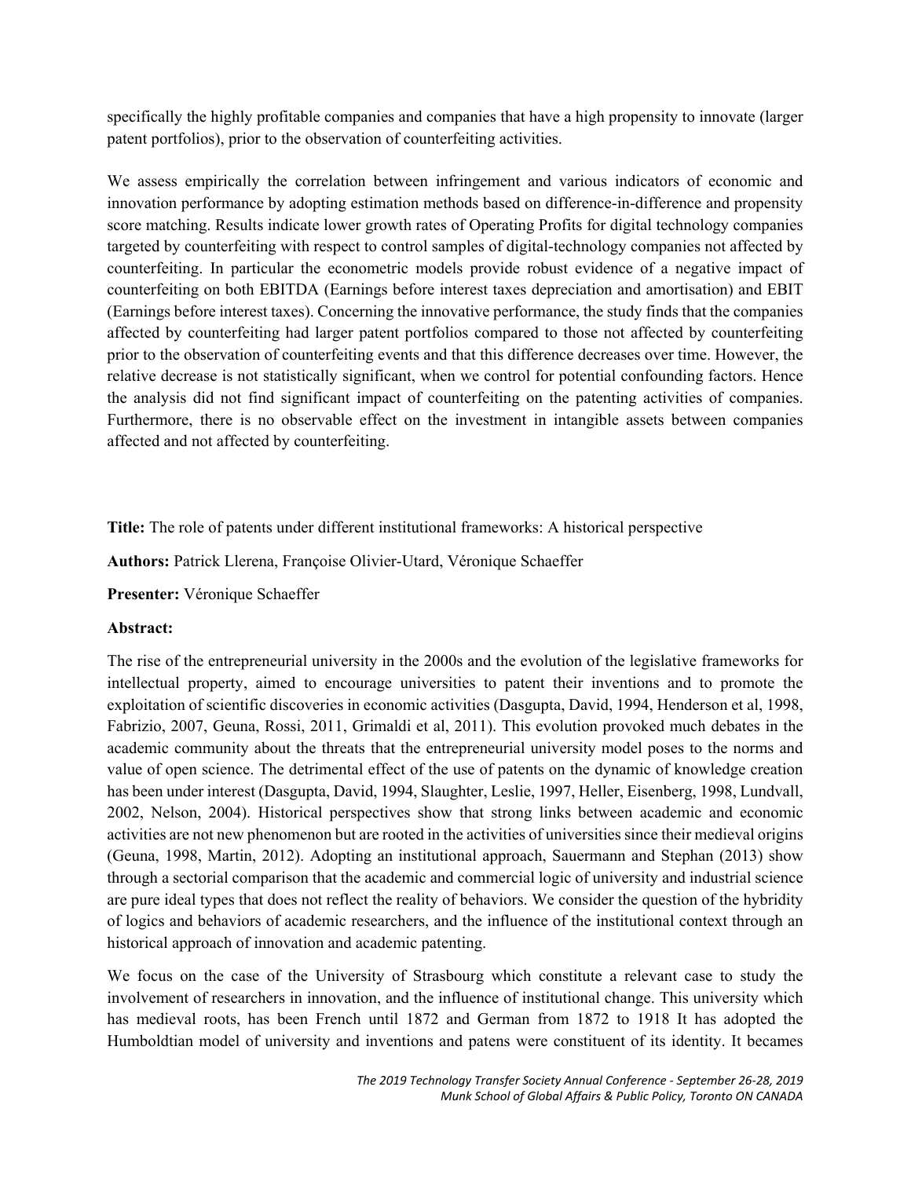specifically the highly profitable companies and companies that have a high propensity to innovate (larger patent portfolios), prior to the observation of counterfeiting activities.

We assess empirically the correlation between infringement and various indicators of economic and innovation performance by adopting estimation methods based on difference-in-difference and propensity score matching. Results indicate lower growth rates of Operating Profits for digital technology companies targeted by counterfeiting with respect to control samples of digital-technology companies not affected by counterfeiting. In particular the econometric models provide robust evidence of a negative impact of counterfeiting on both EBITDA (Earnings before interest taxes depreciation and amortisation) and EBIT (Earnings before interest taxes). Concerning the innovative performance, the study finds that the companies affected by counterfeiting had larger patent portfolios compared to those not affected by counterfeiting prior to the observation of counterfeiting events and that this difference decreases over time. However, the relative decrease is not statistically significant, when we control for potential confounding factors. Hence the analysis did not find significant impact of counterfeiting on the patenting activities of companies. Furthermore, there is no observable effect on the investment in intangible assets between companies affected and not affected by counterfeiting.

**Title:** The role of patents under different institutional frameworks: A historical perspective

**Authors:** Patrick Llerena, Françoise Olivier-Utard, Véronique Schaeffer

**Presenter:** Véronique Schaeffer

**Abstract:**

The rise of the entrepreneurial university in the 2000s and the evolution of the legislative frameworks for intellectual property, aimed to encourage universities to patent their inventions and to promote the exploitation of scientific discoveries in economic activities (Dasgupta, David, 1994, Henderson et al, 1998, Fabrizio, 2007, Geuna, Rossi, 2011, Grimaldi et al, 2011). This evolution provoked much debates in the academic community about the threats that the entrepreneurial university model poses to the norms and value of open science. The detrimental effect of the use of patents on the dynamic of knowledge creation has been under interest (Dasgupta, David, 1994, Slaughter, Leslie, 1997, Heller, Eisenberg, 1998, Lundvall, 2002, Nelson, 2004). Historical perspectives show that strong links between academic and economic activities are not new phenomenon but are rooted in the activities of universities since their medieval origins (Geuna, 1998, Martin, 2012). Adopting an institutional approach, Sauermann and Stephan (2013) show through a sectorial comparison that the academic and commercial logic of university and industrial science are pure ideal types that does not reflect the reality of behaviors. We consider the question of the hybridity of logics and behaviors of academic researchers, and the influence of the institutional context through an historical approach of innovation and academic patenting.

We focus on the case of the University of Strasbourg which constitute a relevant case to study the involvement of researchers in innovation, and the influence of institutional change. This university which has medieval roots, has been French until 1872 and German from 1872 to 1918 It has adopted the Humboldtian model of university and inventions and patens were constituent of its identity. It becames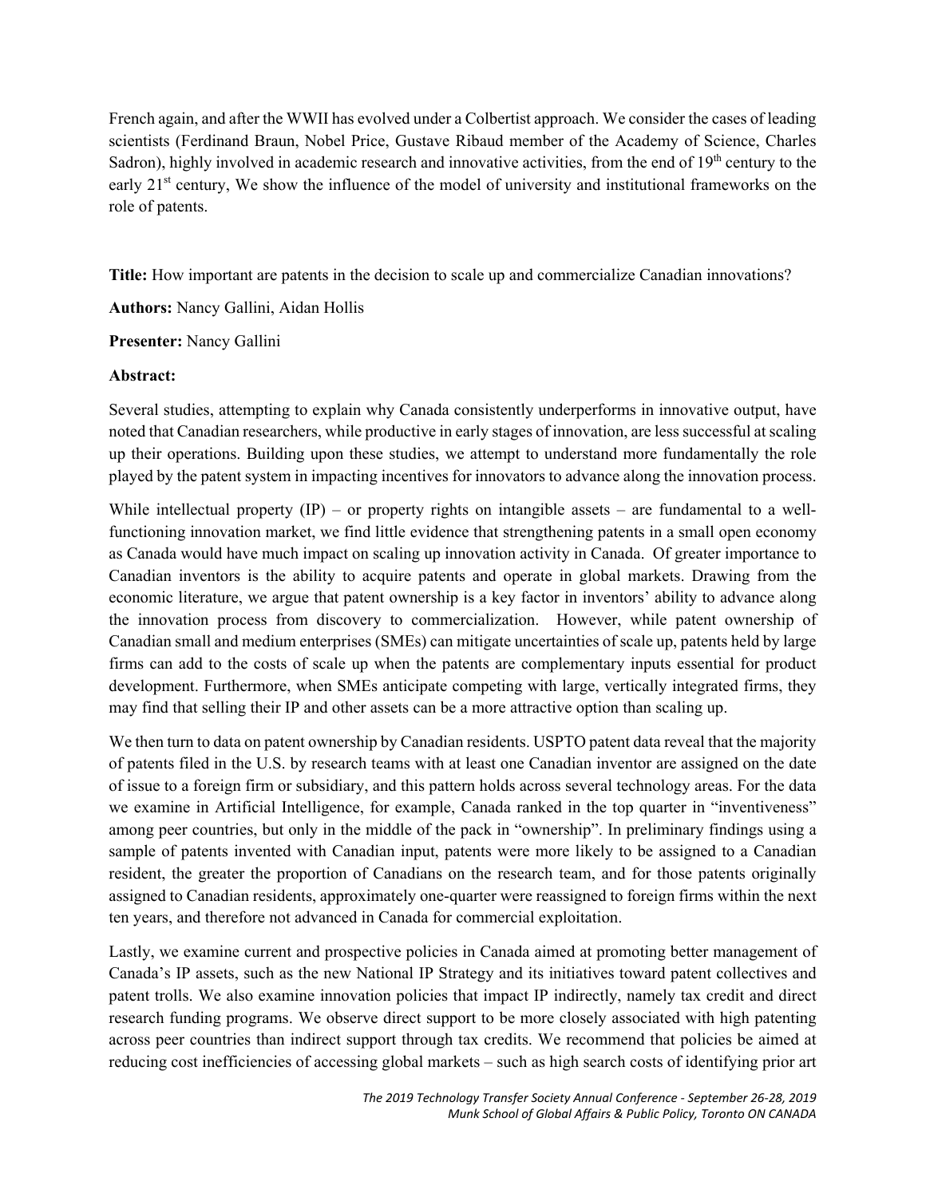French again, and after the WWII has evolved under a Colbertist approach. We consider the cases of leading scientists (Ferdinand Braun, Nobel Price, Gustave Ribaud member of the Academy of Science, Charles Sadron), highly involved in academic research and innovative activities, from the end of 19th century to the early 21st century, We show the influence of the model of university and institutional frameworks on the role of patents.

**Title:** How important are patents in the decision to scale up and commercialize Canadian innovations?

**Authors:** Nancy Gallini, Aidan Hollis

**Presenter:** Nancy Gallini

**Abstract:**

Several studies, attempting to explain why Canada consistently underperforms in innovative output, have noted that Canadian researchers, while productive in early stages of innovation, are less successful at scaling up their operations. Building upon these studies, we attempt to understand more fundamentally the role played by the patent system in impacting incentives for innovators to advance along the innovation process.

While intellectual property (IP) – or property rights on intangible assets – are fundamental to a well-functioning innovation market, we find little evidence that strengthening patents in a small open economy as Canada would have much impact on scaling up innovation activity in Canada. Of greater importance to Canadian inventors is the ability to acquire patents and operate in global markets. Drawing from the economic literature, we argue that patent ownership is a key factor in inventors' ability to advance along the innovation process from discovery to commercialization. However, while patent ownership of Canadian small and medium enterprises (SMEs) can mitigate uncertainties of scale up, patents held by large firms can add to the costs of scale up when the patents are complementary inputs essential for product development. Furthermore, when SMEs anticipate competing with large, vertically integrated firms, they may find that selling their IP and other assets can be a more attractive option than scaling up.

We then turn to data on patent ownership by Canadian residents. USPTO patent data reveal that the majority of patents filed in the U.S. by research teams with at least one Canadian inventor are assigned on the date of issue to a foreign firm or subsidiary, and this pattern holds across several technology areas. For the data we examine in Artificial Intelligence, for example, Canada ranked in the top quarter in "inventiveness" among peer countries, but only in the middle of the pack in "ownership". In preliminary findings using a sample of patents invented with Canadian input, patents were more likely to be assigned to a Canadian resident, the greater the proportion of Canadians on the research team, and for those patents originally assigned to Canadian residents, approximately one-quarter were reassigned to foreign firms within the next ten years, and therefore not advanced in Canada for commercial exploitation.

Lastly, we examine current and prospective policies in Canada aimed at promoting better management of Canada's IP assets, such as the new National IP Strategy and its initiatives toward patent collectives and patent trolls. We also examine innovation policies that impact IP indirectly, namely tax credit and direct research funding programs. We observe direct support to be more closely associated with high patenting across peer countries than indirect support through tax credits. We recommend that policies be aimed at reducing cost inefficiencies of accessing global markets – such as high search costs of identifying prior art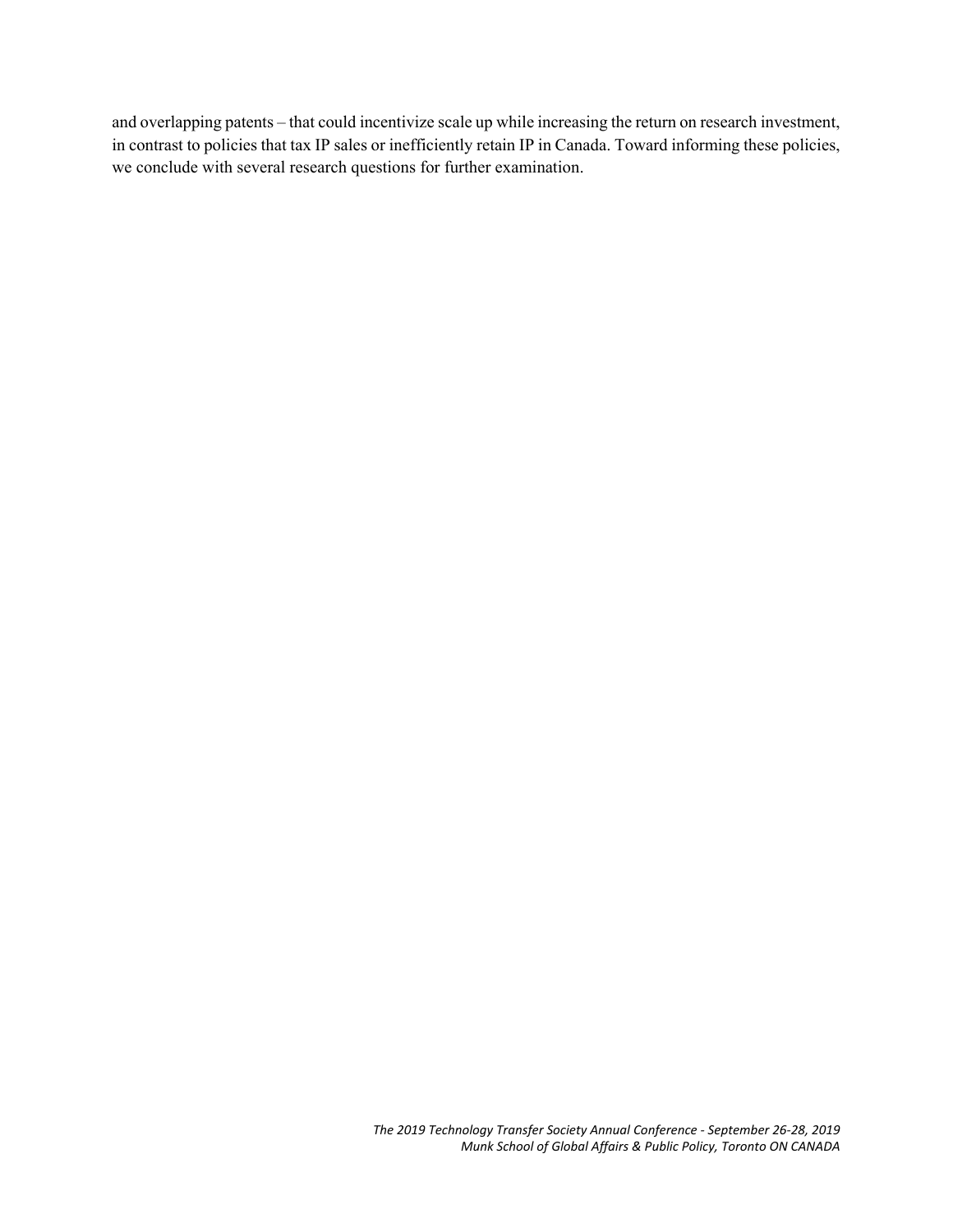and overlapping patents – that could incentivize scale up while increasing the return on research investment, in contrast to policies that tax IP sales or inefficiently retain IP in Canada. Toward informing these policies, we conclude with several research questions for further examination.